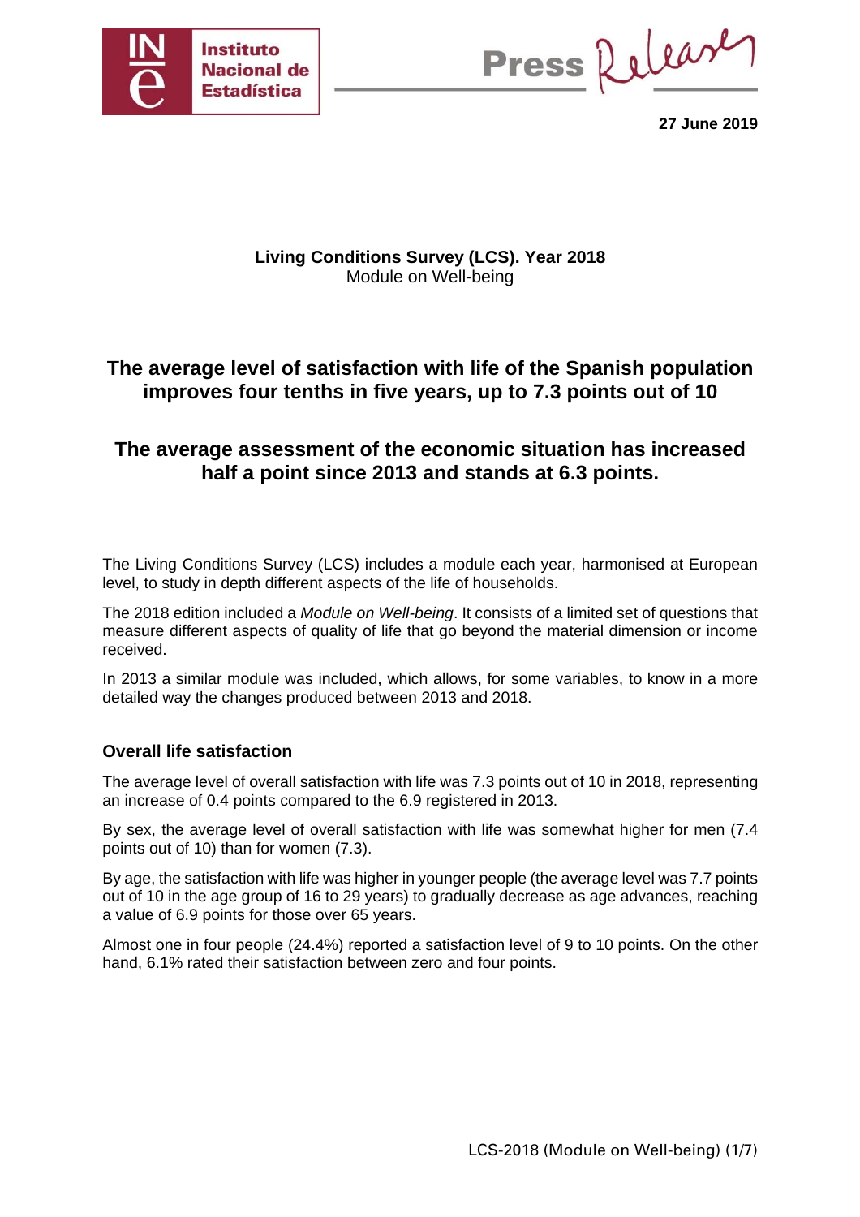Instituto Nacional de Estadística

Press Release

**27 June 2019**

**Living Conditions Survey (LCS). Year 2018**
Module on Well-being

# The average level of satisfaction with life of the Spanish population improves four tenths in five years, up to 7.3 points out of 10

# The average assessment of the economic situation has increased half a point since 2013 and stands at 6.3 points.

The Living Conditions Survey (LCS) includes a module each year, harmonised at European level, to study in depth different aspects of the life of households.

The 2018 edition included a *Module on Well-being*. It consists of a limited set of questions that measure different aspects of quality of life that go beyond the material dimension or income received.

In 2013 a similar module was included, which allows, for some variables, to know in a more detailed way the changes produced between 2013 and 2018.

## Overall life satisfaction

The average level of overall satisfaction with life was 7.3 points out of 10 in 2018, representing an increase of 0.4 points compared to the 6.9 registered in 2013.

By sex, the average level of overall satisfaction with life was somewhat higher for men (7.4 points out of 10) than for women (7.3).

By age, the satisfaction with life was higher in younger people (the average level was 7.7 points out of 10 in the age group of 16 to 29 years) to gradually decrease as age advances, reaching a value of 6.9 points for those over 65 years.

Almost one in four people (24.4%) reported a satisfaction level of 9 to 10 points. On the other hand, 6.1% rated their satisfaction between zero and four points.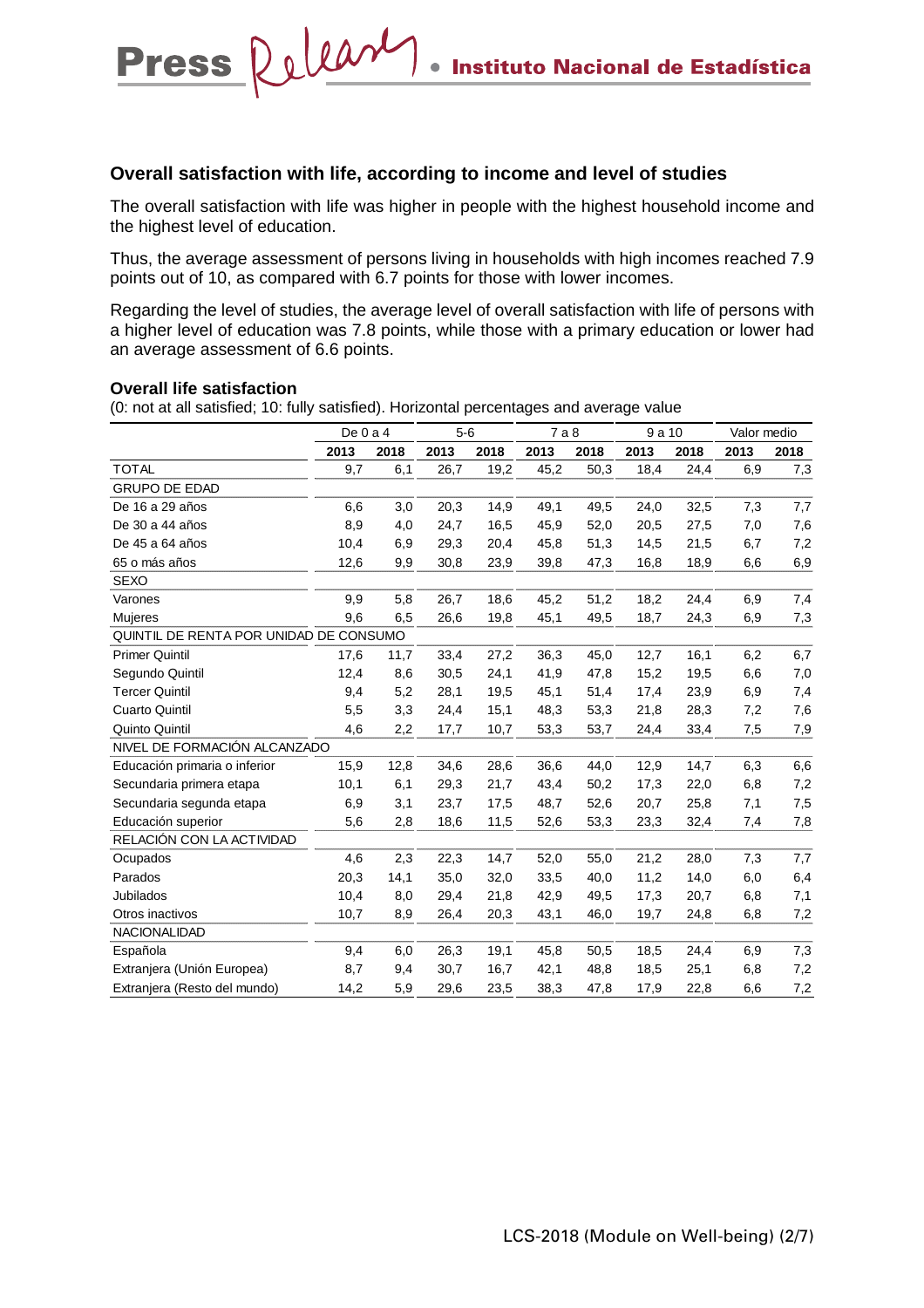## Overall satisfaction with life, according to income and level of studies

The overall satisfaction with life was higher in people with the highest household income and the highest level of education.

Thus, the average assessment of persons living in households with high incomes reached 7.9 points out of 10, as compared with 6.7 points for those with lower incomes.

Regarding the level of studies, the average level of overall satisfaction with life of persons with a higher level of education was 7.8 points, while those with a primary education or lower had an average assessment of 6.6 points.

### Overall life satisfaction

(0: not at all satisfied; 10: fully satisfied). Horizontal percentages and average value

| | De 0 a 4 | | 5-6 | | 7 a 8 | | 9 a 10 | | Valor medio | |
|---|---|---|---|---|---|---|---|---|---|---|
| | 2013 | 2018 | 2013 | 2018 | 2013 | 2018 | 2013 | 2018 | 2013 | 2018 |
| TOTAL | 9,7 | 6,1 | 26,7 | 19,2 | 45,2 | 50,3 | 18,4 | 24,4 | 6,9 | 7,3 |
| GRUPO DE EDAD | | | | | | | | | | |
| De 16 a 29 años | 6,6 | 3,0 | 20,3 | 14,9 | 49,1 | 49,5 | 24,0 | 32,5 | 7,3 | 7,7 |
| De 30 a 44 años | 8,9 | 4,0 | 24,7 | 16,5 | 45,9 | 52,0 | 20,5 | 27,5 | 7,0 | 7,6 |
| De 45 a 64 años | 10,4 | 6,9 | 29,3 | 20,4 | 45,8 | 51,3 | 14,5 | 21,5 | 6,7 | 7,2 |
| 65 o más años | 12,6 | 9,9 | 30,8 | 23,9 | 39,8 | 47,3 | 16,8 | 18,9 | 6,6 | 6,9 |
| SEXO | | | | | | | | | | |
| Varones | 9,9 | 5,8 | 26,7 | 18,6 | 45,2 | 51,2 | 18,2 | 24,4 | 6,9 | 7,4 |
| Mujeres | 9,6 | 6,5 | 26,6 | 19,8 | 45,1 | 49,5 | 18,7 | 24,3 | 6,9 | 7,3 |
| QUINTIL DE RENTA POR UNIDAD DE CONSUMO | | | | | | | | | | |
| Primer Quintil | 17,6 | 11,7 | 33,4 | 27,2 | 36,3 | 45,0 | 12,7 | 16,1 | 6,2 | 6,7 |
| Segundo Quintil | 12,4 | 8,6 | 30,5 | 24,1 | 41,9 | 47,8 | 15,2 | 19,5 | 6,6 | 7,0 |
| Tercer Quintil | 9,4 | 5,2 | 28,1 | 19,5 | 45,1 | 51,4 | 17,4 | 23,9 | 6,9 | 7,4 |
| Cuarto Quintil | 5,5 | 3,3 | 24,4 | 15,1 | 48,3 | 53,3 | 21,8 | 28,3 | 7,2 | 7,6 |
| Quinto Quintil | 4,6 | 2,2 | 17,7 | 10,7 | 53,3 | 53,7 | 24,4 | 33,4 | 7,5 | 7,9 |
| NIVEL DE FORMACIÓN ALCANZADO | | | | | | | | | | |
| Educación primaria o inferior | 15,9 | 12,8 | 34,6 | 28,6 | 36,6 | 44,0 | 12,9 | 14,7 | 6,3 | 6,6 |
| Secundaria primera etapa | 10,1 | 6,1 | 29,3 | 21,7 | 43,4 | 50,2 | 17,3 | 22,0 | 6,8 | 7,2 |
| Secundaria segunda etapa | 6,9 | 3,1 | 23,7 | 17,5 | 48,7 | 52,6 | 20,7 | 25,8 | 7,1 | 7,5 |
| Educación superior | 5,6 | 2,8 | 18,6 | 11,5 | 52,6 | 53,3 | 23,3 | 32,4 | 7,4 | 7,8 |
| RELACIÓN CON LA ACTIVIDAD | | | | | | | | | | |
| Ocupados | 4,6 | 2,3 | 22,3 | 14,7 | 52,0 | 55,0 | 21,2 | 28,0 | 7,3 | 7,7 |
| Parados | 20,3 | 14,1 | 35,0 | 32,0 | 33,5 | 40,0 | 11,2 | 14,0 | 6,0 | 6,4 |
| Jubilados | 10,4 | 8,0 | 29,4 | 21,8 | 42,9 | 49,5 | 17,3 | 20,7 | 6,8 | 7,1 |
| Otros inactivos | 10,7 | 8,9 | 26,4 | 20,3 | 43,1 | 46,0 | 19,7 | 24,8 | 6,8 | 7,2 |
| NACIONALIDAD | | | | | | | | | | |
| Española | 9,4 | 6,0 | 26,3 | 19,1 | 45,8 | 50,5 | 18,5 | 24,4 | 6,9 | 7,3 |
| Extranjera (Unión Europea) | 8,7 | 9,4 | 30,7 | 16,7 | 42,1 | 48,8 | 18,5 | 25,1 | 6,8 | 7,2 |
| Extranjera (Resto del mundo) | 14,2 | 5,9 | 29,6 | 23,5 | 38,3 | 47,8 | 17,9 | 22,8 | 6,6 | 7,2 |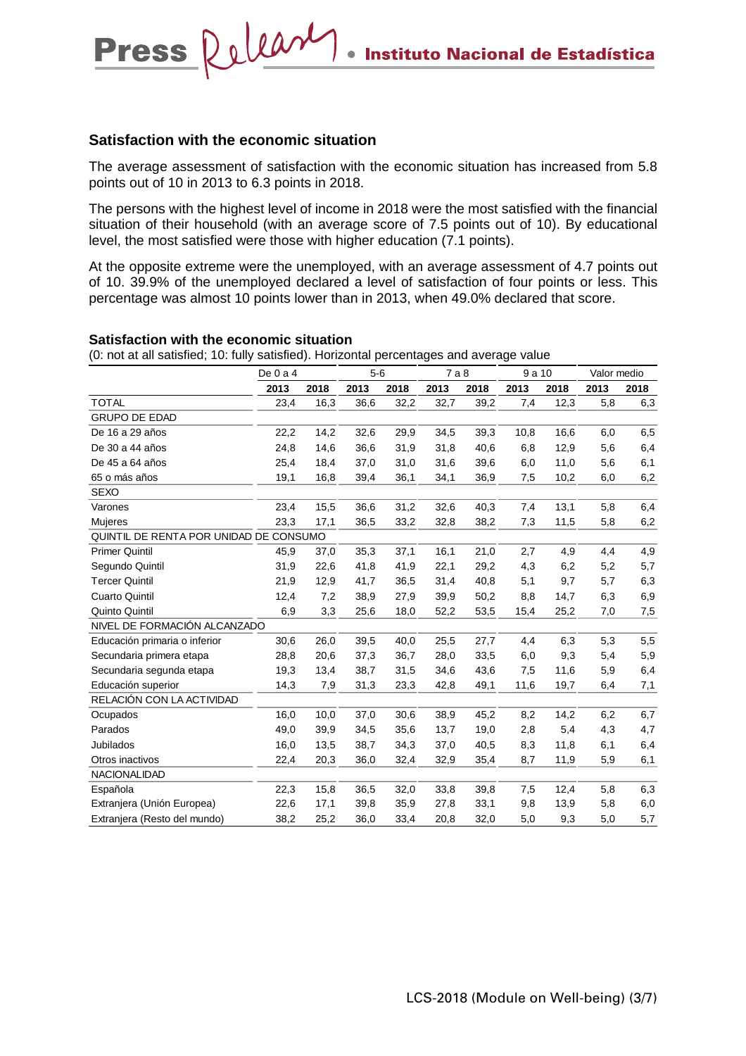## Satisfaction with the economic situation

The average assessment of satisfaction with the economic situation has increased from 5.8 points out of 10 in 2013 to 6.3 points in 2018.

The persons with the highest level of income in 2018 were the most satisfied with the financial situation of their household (with an average score of 7.5 points out of 10). By educational level, the most satisfied were those with higher education (7.1 points).

At the opposite extreme were the unemployed, with an average assessment of 4.7 points out of 10. 39.9% of the unemployed declared a level of satisfaction of four points or less. This percentage was almost 10 points lower than in 2013, when 49.0% declared that score.

**Satisfaction with the economic situation**

(0: not at all satisfied; 10: fully satisfied). Horizontal percentages and average value

| | De 0 a 4 | | 5-6 | | 7 a 8 | | 9 a 10 | | Valor medio | |
|---|---|---|---|---|---|---|---|---|---|---|
| | 2013 | 2018 | 2013 | 2018 | 2013 | 2018 | 2013 | 2018 | 2013 | 2018 |
| TOTAL | 23,4 | 16,3 | 36,6 | 32,2 | 32,7 | 39,2 | 7,4 | 12,3 | 5,8 | 6,3 |
| GRUPO DE EDAD | | | | | | | | | | |
| De 16 a 29 años | 22,2 | 14,2 | 32,6 | 29,9 | 34,5 | 39,3 | 10,8 | 16,6 | 6,0 | 6,5 |
| De 30 a 44 años | 24,8 | 14,6 | 36,6 | 31,9 | 31,8 | 40,6 | 6,8 | 12,9 | 5,6 | 6,4 |
| De 45 a 64 años | 25,4 | 18,4 | 37,0 | 31,0 | 31,6 | 39,6 | 6,0 | 11,0 | 5,6 | 6,1 |
| 65 o más años | 19,1 | 16,8 | 39,4 | 36,1 | 34,1 | 36,9 | 7,5 | 10,2 | 6,0 | 6,2 |
| SEXO | | | | | | | | | | |
| Varones | 23,4 | 15,5 | 36,6 | 31,2 | 32,6 | 40,3 | 7,4 | 13,1 | 5,8 | 6,4 |
| Mujeres | 23,3 | 17,1 | 36,5 | 33,2 | 32,8 | 38,2 | 7,3 | 11,5 | 5,8 | 6,2 |
| QUINTIL DE RENTA POR UNIDAD DE CONSUMO | | | | | | | | | | |
| Primer Quintil | 45,9 | 37,0 | 35,3 | 37,1 | 16,1 | 21,0 | 2,7 | 4,9 | 4,4 | 4,9 |
| Segundo Quintil | 31,9 | 22,6 | 41,8 | 41,9 | 22,1 | 29,2 | 4,3 | 6,2 | 5,2 | 5,7 |
| Tercer Quintil | 21,9 | 12,9 | 41,7 | 36,5 | 31,4 | 40,8 | 5,1 | 9,7 | 5,7 | 6,3 |
| Cuarto Quintil | 12,4 | 7,2 | 38,9 | 27,9 | 39,9 | 50,2 | 8,8 | 14,7 | 6,3 | 6,9 |
| Quinto Quintil | 6,9 | 3,3 | 25,6 | 18,0 | 52,2 | 53,5 | 15,4 | 25,2 | 7,0 | 7,5 |
| NIVEL DE FORMACIÓN ALCANZADO | | | | | | | | | | |
| Educación primaria o inferior | 30,6 | 26,0 | 39,5 | 40,0 | 25,5 | 27,7 | 4,4 | 6,3 | 5,3 | 5,5 |
| Secundaria primera etapa | 28,8 | 20,6 | 37,3 | 36,7 | 28,0 | 33,5 | 6,0 | 9,3 | 5,4 | 5,9 |
| Secundaria segunda etapa | 19,3 | 13,4 | 38,7 | 31,5 | 34,6 | 43,6 | 7,5 | 11,6 | 5,9 | 6,4 |
| Educación superior | 14,3 | 7,9 | 31,3 | 23,3 | 42,8 | 49,1 | 11,6 | 19,7 | 6,4 | 7,1 |
| RELACIÓN CON LA ACTIVIDAD | | | | | | | | | | |
| Ocupados | 16,0 | 10,0 | 37,0 | 30,6 | 38,9 | 45,2 | 8,2 | 14,2 | 6,2 | 6,7 |
| Parados | 49,0 | 39,9 | 34,5 | 35,6 | 13,7 | 19,0 | 2,8 | 5,4 | 4,3 | 4,7 |
| Jubilados | 16,0 | 13,5 | 38,7 | 34,3 | 37,0 | 40,5 | 8,3 | 11,8 | 6,1 | 6,4 |
| Otros inactivos | 22,4 | 20,3 | 36,0 | 32,4 | 32,9 | 35,4 | 8,7 | 11,9 | 5,9 | 6,1 |
| NACIONALIDAD | | | | | | | | | | |
| Española | 22,3 | 15,8 | 36,5 | 32,0 | 33,8 | 39,8 | 7,5 | 12,4 | 5,8 | 6,3 |
| Extranjera (Unión Europea) | 22,6 | 17,1 | 39,8 | 35,9 | 27,8 | 33,1 | 9,8 | 13,9 | 5,8 | 6,0 |
| Extranjera (Resto del mundo) | 38,2 | 25,2 | 36,0 | 33,4 | 20,8 | 32,0 | 5,0 | 9,3 | 5,0 | 5,7 |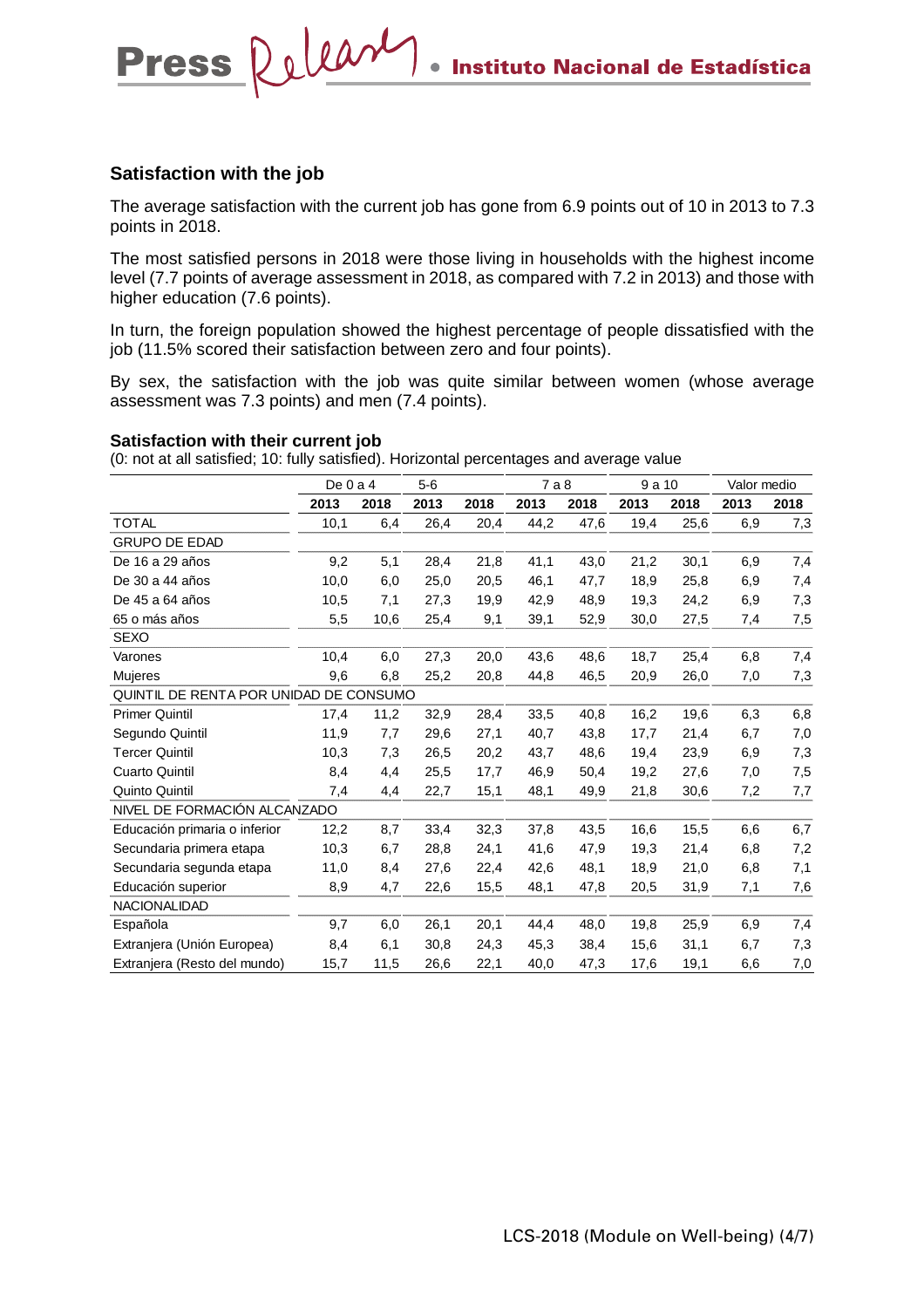## Satisfaction with the job

The average satisfaction with the current job has gone from 6.9 points out of 10 in 2013 to 7.3 points in 2018.

The most satisfied persons in 2018 were those living in households with the highest income level (7.7 points of average assessment in 2018, as compared with 7.2 in 2013) and those with higher education (7.6 points).

In turn, the foreign population showed the highest percentage of people dissatisfied with the job (11.5% scored their satisfaction between zero and four points).

By sex, the satisfaction with the job was quite similar between women (whose average assessment was 7.3 points) and men (7.4 points).

### Satisfaction with their current job

(0: not at all satisfied; 10: fully satisfied). Horizontal percentages and average value

| | De 0 a 4 | | 5-6 | | 7 a 8 | | 9 a 10 | | Valor medio | |
|---|---|---|---|---|---|---|---|---|---|---|
| | **2013** | **2018** | **2013** | **2018** | **2013** | **2018** | **2013** | **2018** | **2013** | **2018** |
| TOTAL | 10,1 | 6,4 | 26,4 | 20,4 | 44,2 | 47,6 | 19,4 | 25,6 | 6,9 | 7,3 |
| GRUPO DE EDAD | | | | | | | | | | |
| De 16 a 29 años | 9,2 | 5,1 | 28,4 | 21,8 | 41,1 | 43,0 | 21,2 | 30,1 | 6,9 | 7,4 |
| De 30 a 44 años | 10,0 | 6,0 | 25,0 | 20,5 | 46,1 | 47,7 | 18,9 | 25,8 | 6,9 | 7,4 |
| De 45 a 64 años | 10,5 | 7,1 | 27,3 | 19,9 | 42,9 | 48,9 | 19,3 | 24,2 | 6,9 | 7,3 |
| 65 o más años | 5,5 | 10,6 | 25,4 | 9,1 | 39,1 | 52,9 | 30,0 | 27,5 | 7,4 | 7,5 |
| SEXO | | | | | | | | | | |
| Varones | 10,4 | 6,0 | 27,3 | 20,0 | 43,6 | 48,6 | 18,7 | 25,4 | 6,8 | 7,4 |
| Mujeres | 9,6 | 6,8 | 25,2 | 20,8 | 44,8 | 46,5 | 20,9 | 26,0 | 7,0 | 7,3 |
| QUINTIL DE RENTA POR UNIDAD DE CONSUMO | | | | | | | | | | |
| Primer Quintil | 17,4 | 11,2 | 32,9 | 28,4 | 33,5 | 40,8 | 16,2 | 19,6 | 6,3 | 6,8 |
| Segundo Quintil | 11,9 | 7,7 | 29,6 | 27,1 | 40,7 | 43,8 | 17,7 | 21,4 | 6,7 | 7,0 |
| Tercer Quintil | 10,3 | 7,3 | 26,5 | 20,2 | 43,7 | 48,6 | 19,4 | 23,9 | 6,9 | 7,3 |
| Cuarto Quintil | 8,4 | 4,4 | 25,5 | 17,7 | 46,9 | 50,4 | 19,2 | 27,6 | 7,0 | 7,5 |
| Quinto Quintil | 7,4 | 4,4 | 22,7 | 15,1 | 48,1 | 49,9 | 21,8 | 30,6 | 7,2 | 7,7 |
| NIVEL DE FORMACIÓN ALCANZADO | | | | | | | | | | |
| Educación primaria o inferior | 12,2 | 8,7 | 33,4 | 32,3 | 37,8 | 43,5 | 16,6 | 15,5 | 6,6 | 6,7 |
| Secundaria primera etapa | 10,3 | 6,7 | 28,8 | 24,1 | 41,6 | 47,9 | 19,3 | 21,4 | 6,8 | 7,2 |
| Secundaria segunda etapa | 11,0 | 8,4 | 27,6 | 22,4 | 42,6 | 48,1 | 18,9 | 21,0 | 6,8 | 7,1 |
| Educación superior | 8,9 | 4,7 | 22,6 | 15,5 | 48,1 | 47,8 | 20,5 | 31,9 | 7,1 | 7,6 |
| NACIONALIDAD | | | | | | | | | | |
| Española | 9,7 | 6,0 | 26,1 | 20,1 | 44,4 | 48,0 | 19,8 | 25,9 | 6,9 | 7,4 |
| Extranjera (Unión Europea) | 8,4 | 6,1 | 30,8 | 24,3 | 45,3 | 38,4 | 15,6 | 31,1 | 6,7 | 7,3 |
| Extranjera (Resto del mundo) | 15,7 | 11,5 | 26,6 | 22,1 | 40,0 | 47,3 | 17,6 | 19,1 | 6,6 | 7,0 |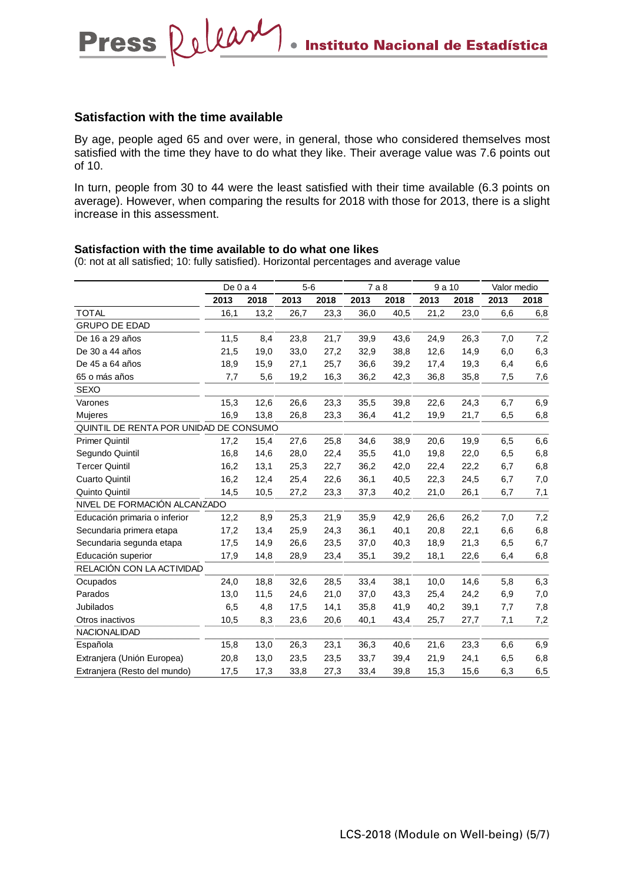## Satisfaction with the time available

By age, people aged 65 and over were, in general, those who considered themselves most satisfied with the time they have to do what they like. Their average value was 7.6 points out of 10.

In turn, people from 30 to 44 were the least satisfied with their time available (6.3 points on average). However, when comparing the results for 2018 with those for 2013, there is a slight increase in this assessment.

### Satisfaction with the time available to do what one likes

(0: not at all satisfied; 10: fully satisfied). Horizontal percentages and average value

| | De 0 a 4 | | 5-6 | | 7 a 8 | | 9 a 10 | | Valor medio | |
|---|---|---|---|---|---|---|---|---|---|---|
| | **2013** | **2018** | **2013** | **2018** | **2013** | **2018** | **2013** | **2018** | **2013** | **2018** |
| TOTAL | 16,1 | 13,2 | 26,7 | 23,3 | 36,0 | 40,5 | 21,2 | 23,0 | 6,6 | 6,8 |
| GRUPO DE EDAD | | | | | | | | | | |
| De 16 a 29 años | 11,5 | 8,4 | 23,8 | 21,7 | 39,9 | 43,6 | 24,9 | 26,3 | 7,0 | 7,2 |
| De 30 a 44 años | 21,5 | 19,0 | 33,0 | 27,2 | 32,9 | 38,8 | 12,6 | 14,9 | 6,0 | 6,3 |
| De 45 a 64 años | 18,9 | 15,9 | 27,1 | 25,7 | 36,6 | 39,2 | 17,4 | 19,3 | 6,4 | 6,6 |
| 65 o más años | 7,7 | 5,6 | 19,2 | 16,3 | 36,2 | 42,3 | 36,8 | 35,8 | 7,5 | 7,6 |
| SEXO | | | | | | | | | | |
| Varones | 15,3 | 12,6 | 26,6 | 23,3 | 35,5 | 39,8 | 22,6 | 24,3 | 6,7 | 6,9 |
| Mujeres | 16,9 | 13,8 | 26,8 | 23,3 | 36,4 | 41,2 | 19,9 | 21,7 | 6,5 | 6,8 |
| QUINTIL DE RENTA POR UNIDAD DE CONSUMO | | | | | | | | | | |
| Primer Quintil | 17,2 | 15,4 | 27,6 | 25,8 | 34,6 | 38,9 | 20,6 | 19,9 | 6,5 | 6,6 |
| Segundo Quintil | 16,8 | 14,6 | 28,0 | 22,4 | 35,5 | 41,0 | 19,8 | 22,0 | 6,5 | 6,8 |
| Tercer Quintil | 16,2 | 13,1 | 25,3 | 22,7 | 36,2 | 42,0 | 22,4 | 22,2 | 6,7 | 6,8 |
| Cuarto Quintil | 16,2 | 12,4 | 25,4 | 22,6 | 36,1 | 40,5 | 22,3 | 24,5 | 6,7 | 7,0 |
| Quinto Quintil | 14,5 | 10,5 | 27,2 | 23,3 | 37,3 | 40,2 | 21,0 | 26,1 | 6,7 | 7,1 |
| NIVEL DE FORMACIÓN ALCANZADO | | | | | | | | | | |
| Educación primaria o inferior | 12,2 | 8,9 | 25,3 | 21,9 | 35,9 | 42,9 | 26,6 | 26,2 | 7,0 | 7,2 |
| Secundaria primera etapa | 17,2 | 13,4 | 25,9 | 24,3 | 36,1 | 40,1 | 20,8 | 22,1 | 6,6 | 6,8 |
| Secundaria segunda etapa | 17,5 | 14,9 | 26,6 | 23,5 | 37,0 | 40,3 | 18,9 | 21,3 | 6,5 | 6,7 |
| Educación superior | 17,9 | 14,8 | 28,9 | 23,4 | 35,1 | 39,2 | 18,1 | 22,6 | 6,4 | 6,8 |
| RELACIÓN CON LA ACTIVIDAD | | | | | | | | | | |
| Ocupados | 24,0 | 18,8 | 32,6 | 28,5 | 33,4 | 38,1 | 10,0 | 14,6 | 5,8 | 6,3 |
| Parados | 13,0 | 11,5 | 24,6 | 21,0 | 37,0 | 43,3 | 25,4 | 24,2 | 6,9 | 7,0 |
| Jubilados | 6,5 | 4,8 | 17,5 | 14,1 | 35,8 | 41,9 | 40,2 | 39,1 | 7,7 | 7,8 |
| Otros inactivos | 10,5 | 8,3 | 23,6 | 20,6 | 40,1 | 43,4 | 25,7 | 27,7 | 7,1 | 7,2 |
| NACIONALIDAD | | | | | | | | | | |
| Española | 15,8 | 13,0 | 26,3 | 23,1 | 36,3 | 40,6 | 21,6 | 23,3 | 6,6 | 6,9 |
| Extranjera (Unión Europea) | 20,8 | 13,0 | 23,5 | 23,5 | 33,7 | 39,4 | 21,9 | 24,1 | 6,5 | 6,8 |
| Extranjera (Resto del mundo) | 17,5 | 17,3 | 33,8 | 27,3 | 33,4 | 39,8 | 15,3 | 15,6 | 6,3 | 6,5 |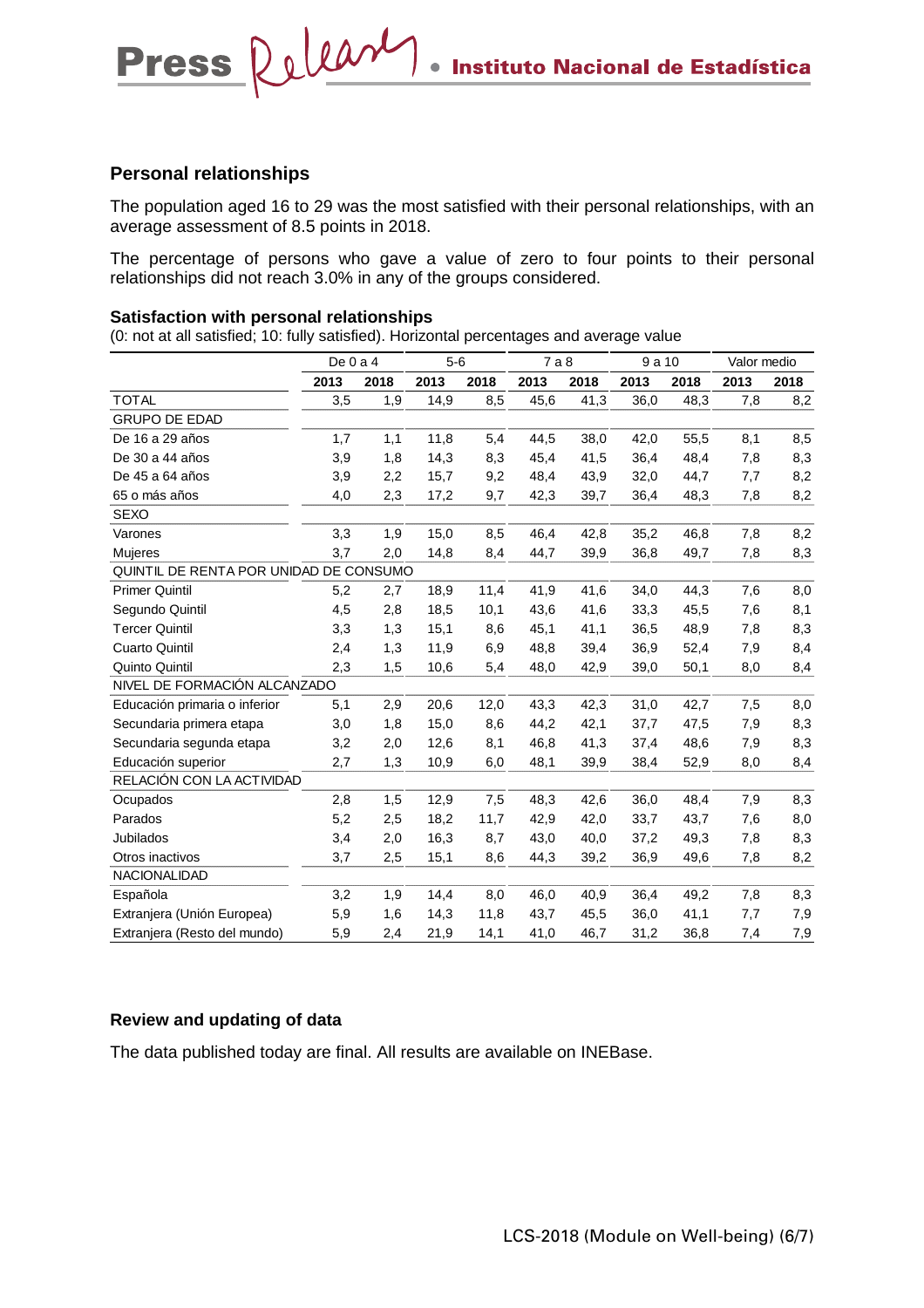## Personal relationships

The population aged 16 to 29 was the most satisfied with their personal relationships, with an average assessment of 8.5 points in 2018.

The percentage of persons who gave a value of zero to four points to their personal relationships did not reach 3.0% in any of the groups considered.

### Satisfaction with personal relationships

(0: not at all satisfied; 10: fully satisfied). Horizontal percentages and average value

| | De 0 a 4 | | 5-6 | | 7 a 8 | | 9 a 10 | | Valor medio | |
|---|---|---|---|---|---|---|---|---|---|---|
| | **2013** | **2018** | **2013** | **2018** | **2013** | **2018** | **2013** | **2018** | **2013** | **2018** |
| TOTAL | 3,5 | 1,9 | 14,9 | 8,5 | 45,6 | 41,3 | 36,0 | 48,3 | 7,8 | 8,2 |
| GRUPO DE EDAD | | | | | | | | | | |
| De 16 a 29 años | 1,7 | 1,1 | 11,8 | 5,4 | 44,5 | 38,0 | 42,0 | 55,5 | 8,1 | 8,5 |
| De 30 a 44 años | 3,9 | 1,8 | 14,3 | 8,3 | 45,4 | 41,5 | 36,4 | 48,4 | 7,8 | 8,3 |
| De 45 a 64 años | 3,9 | 2,2 | 15,7 | 9,2 | 48,4 | 43,9 | 32,0 | 44,7 | 7,7 | 8,2 |
| 65 o más años | 4,0 | 2,3 | 17,2 | 9,7 | 42,3 | 39,7 | 36,4 | 48,3 | 7,8 | 8,2 |
| SEXO | | | | | | | | | | |
| Varones | 3,3 | 1,9 | 15,0 | 8,5 | 46,4 | 42,8 | 35,2 | 46,8 | 7,8 | 8,2 |
| Mujeres | 3,7 | 2,0 | 14,8 | 8,4 | 44,7 | 39,9 | 36,8 | 49,7 | 7,8 | 8,3 |
| QUINTIL DE RENTA POR UNIDAD DE CONSUMO | | | | | | | | | | |
| Primer Quintil | 5,2 | 2,7 | 18,9 | 11,4 | 41,9 | 41,6 | 34,0 | 44,3 | 7,6 | 8,0 |
| Segundo Quintil | 4,5 | 2,8 | 18,5 | 10,1 | 43,6 | 41,6 | 33,3 | 45,5 | 7,6 | 8,1 |
| Tercer Quintil | 3,3 | 1,3 | 15,1 | 8,6 | 45,1 | 41,1 | 36,5 | 48,9 | 7,8 | 8,3 |
| Cuarto Quintil | 2,4 | 1,3 | 11,9 | 6,9 | 48,8 | 39,4 | 36,9 | 52,4 | 7,9 | 8,4 |
| Quinto Quintil | 2,3 | 1,5 | 10,6 | 5,4 | 48,0 | 42,9 | 39,0 | 50,1 | 8,0 | 8,4 |
| NIVEL DE FORMACIÓN ALCANZADO | | | | | | | | | | |
| Educación primaria o inferior | 5,1 | 2,9 | 20,6 | 12,0 | 43,3 | 42,3 | 31,0 | 42,7 | 7,5 | 8,0 |
| Secundaria primera etapa | 3,0 | 1,8 | 15,0 | 8,6 | 44,2 | 42,1 | 37,7 | 47,5 | 7,9 | 8,3 |
| Secundaria segunda etapa | 3,2 | 2,0 | 12,6 | 8,1 | 46,8 | 41,3 | 37,4 | 48,6 | 7,9 | 8,3 |
| Educación superior | 2,7 | 1,3 | 10,9 | 6,0 | 48,1 | 39,9 | 38,4 | 52,9 | 8,0 | 8,4 |
| RELACIÓN CON LA ACTIVIDAD | | | | | | | | | | |
| Ocupados | 2,8 | 1,5 | 12,9 | 7,5 | 48,3 | 42,6 | 36,0 | 48,4 | 7,9 | 8,3 |
| Parados | 5,2 | 2,5 | 18,2 | 11,7 | 42,9 | 42,0 | 33,7 | 43,7 | 7,6 | 8,0 |
| Jubilados | 3,4 | 2,0 | 16,3 | 8,7 | 43,0 | 40,0 | 37,2 | 49,3 | 7,8 | 8,3 |
| Otros inactivos | 3,7 | 2,5 | 15,1 | 8,6 | 44,3 | 39,2 | 36,9 | 49,6 | 7,8 | 8,2 |
| NACIONALIDAD | | | | | | | | | | |
| Española | 3,2 | 1,9 | 14,4 | 8,0 | 46,0 | 40,9 | 36,4 | 49,2 | 7,8 | 8,3 |
| Extranjera (Unión Europea) | 5,9 | 1,6 | 14,3 | 11,8 | 43,7 | 45,5 | 36,0 | 41,1 | 7,7 | 7,9 |
| Extranjera (Resto del mundo) | 5,9 | 2,4 | 21,9 | 14,1 | 41,0 | 46,7 | 31,2 | 36,8 | 7,4 | 7,9 |

## Review and updating of data

The data published today are final. All results are available on INEBase.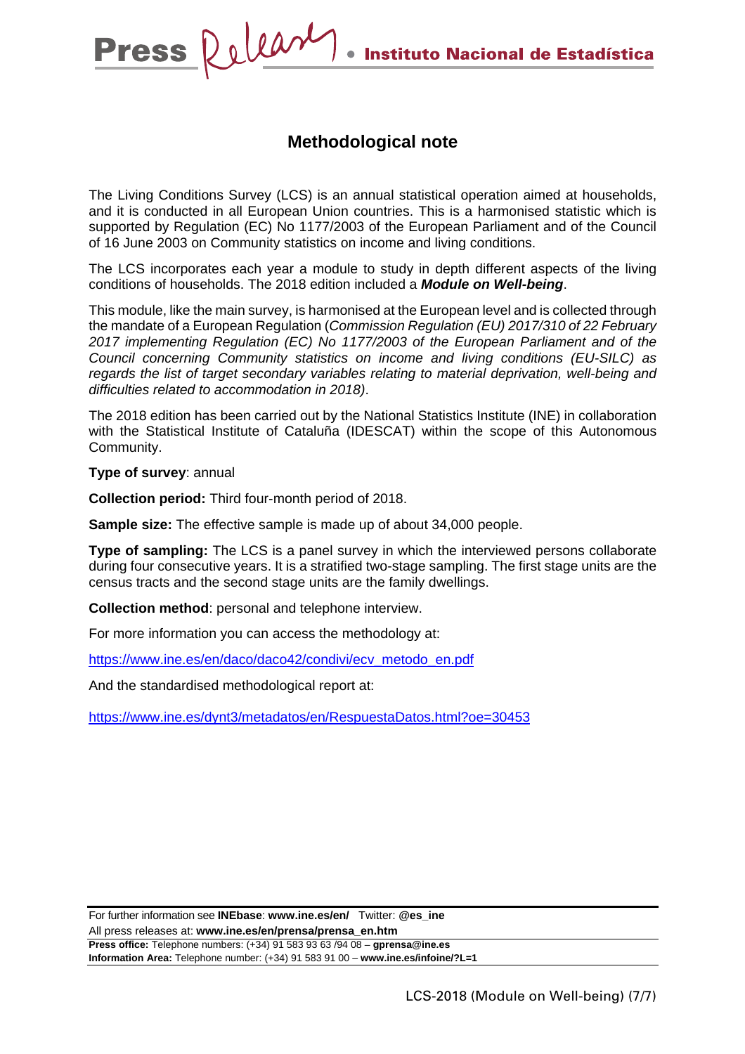## Methodological note

The Living Conditions Survey (LCS) is an annual statistical operation aimed at households, and it is conducted in all European Union countries. This is a harmonised statistic which is supported by Regulation (EC) No 1177/2003 of the European Parliament and of the Council of 16 June 2003 on Community statistics on income and living conditions.

The LCS incorporates each year a module to study in depth different aspects of the living conditions of households. The 2018 edition included a ***Module on Well-being***.

This module, like the main survey, is harmonised at the European level and is collected through the mandate of a European Regulation (*Commission Regulation (EU) 2017/310 of 22 February 2017 implementing Regulation (EC) No 1177/2003 of the European Parliament and of the Council concerning Community statistics on income and living conditions (EU-SILC) as regards the list of target secondary variables relating to material deprivation, well-being and difficulties related to accommodation in 2018)*.

The 2018 edition has been carried out by the National Statistics Institute (INE) in collaboration with the Statistical Institute of Cataluña (IDESCAT) within the scope of this Autonomous Community.

**Type of survey**: annual

**Collection period:** Third four-month period of 2018.

**Sample size:** The effective sample is made up of about 34,000 people.

**Type of sampling:** The LCS is a panel survey in which the interviewed persons collaborate during four consecutive years. It is a stratified two-stage sampling. The first stage units are the census tracts and the second stage units are the family dwellings.

**Collection method**: personal and telephone interview.

For more information you can access the methodology at:

https://www.ine.es/en/daco/daco42/condivi/ecv_metodo_en.pdf

And the standardised methodological report at:

https://www.ine.es/dynt3/metadatos/en/RespuestaDatos.html?oe=30453

For further information see **INEbase**: **www.ine.es/en/** Twitter: **@es_ine**
All press releases at: **www.ine.es/en/prensa/prensa_en.htm**
**Press office:** Telephone numbers: (+34) 91 583 93 63 /94 08 – **gprensa@ine.es**
**Information Area:** Telephone number: (+34) 91 583 91 00 – **www.ine.es/infoine/?L=1**